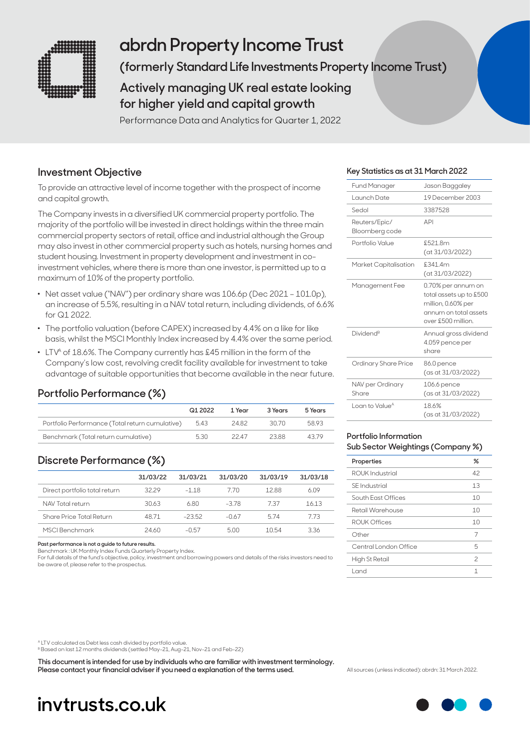# abrdn Property Income Trust

## (formerly Standard Life Investments Property Income Trust)

## Actively managing UK real estate looking for higher yield and capital growth

Performance Data and Analytics for Quarter 1, 2022

## Investment Objective

To provide an attractive level of income together with the prospect of income and capital growth.

The Company invests in a diversified UK commercial property portfolio. The majority of the portfolio will be invested in direct holdings within the three main commercial property sectors of retail, office and industrial although the Group may also invest in other commercial property such as hotels, nursing homes and student housing. Investment in property development and investment in co-investment vehicles, where there is more than one investor, is permitted up to a maximum of 10% of the property portfolio.

- Net asset value ("NAV") per ordinary share was 106.6p (Dec 2021 – 101.0p), an increase of 5.5%, resulting in a NAV total return, including dividends, of 6.6% for Q1 2022.
- The portfolio valuation (before CAPEX) increased by 4.4% on a like for like basis, whilst the MSCI Monthly Index increased by 4.4% over the same period.
- LTV[A] of 18.6%. The Company currently has £45 million in the form of the Company's low cost, revolving credit facility available for investment to take advantage of suitable opportunities that become available in the near future.

## Portfolio Performance (%)

| | Q1 2022 | 1 Year | 3 Years | 5 Years |
|---|---|---|---|---|
| Portfolio Performance (Total return cumulative) | 5.43 | 24.82 | 30.70 | 58.93 |
| Benchmark (Total return cumulative) | 5.30 | 22.47 | 23.88 | 43.79 |

## Discrete Performance (%)

| | 31/03/22 | 31/03/21 | 31/03/20 | 31/03/19 | 31/03/18 |
|---|---|---|---|---|---|
| Direct portfolio total return | 32.29 | -1.18 | 7.70 | 12.88 | 6.09 |
| NAV Total return | 30.63 | 6.80 | -3.78 | 7.37 | 16.13 |
| Share Price Total Return | 48.71 | -23.52 | -0.67 | 5.74 | 7.73 |
| MSCI Benchmark | 24.60 | -0.57 | 5.00 | 10.54 | 3.36 |

**Past performance is not a guide to future results.**
Benchmark : UK Monthly Index Funds Quarterly Property Index.
For full details of the fund's objective, policy, investment and borrowing powers and details of the risks investors need to be aware of, please refer to the prospectus.

### Key Statistics as at 31 March 2022

| | |
|---|---|
| Fund Manager | Jason Baggaley |
| Launch Date | 19 December 2003 |
| Sedol | 3387528 |
| Reuters/Epic/ Bloomberg code | API |
| Portfolio Value | £521.8m (at 31/03/2022) |
| Market Capitalisation | £341.4m (at 31/03/2022) |
| Management Fee | 0.70% per annum on total assets up to £500 million, 0.60% per annum on total assets over £500 million. |
| Dividend[B] | Annual gross dividend 4.059 pence per share |
| Ordinary Share Price | 86.0 pence (as at 31/03/2022) |
| NAV per Ordinary Share | 106.6 pence (as at 31/03/2022) |
| Loan to Value[A] | 18.6% (as at 31/03/2022) |

### Portfolio Information
### Sub Sector Weightings (Company %)

| Properties | % |
|---|---|
| ROUK Industrial | 42 |
| SE Industrial | 13 |
| South East Offices | 10 |
| Retail Warehouse | 10 |
| ROUK Offices | 10 |
| Other | 7 |
| Central London Office | 5 |
| High St Retail | 2 |
| Land | 1 |

[A] LTV calculated as Debt less cash divided by portfolio value.
[B] Based on last 12 months dividends (settled May-21, Aug-21, Nov-21 and Feb-22)

**This document is intended for use by individuals who are familiar with investment terminology. Please contact your financial adviser if you need a explanation of the terms used.**

All sources (unless indicated): abrdn: 31 March 2022.

invtrusts.co.uk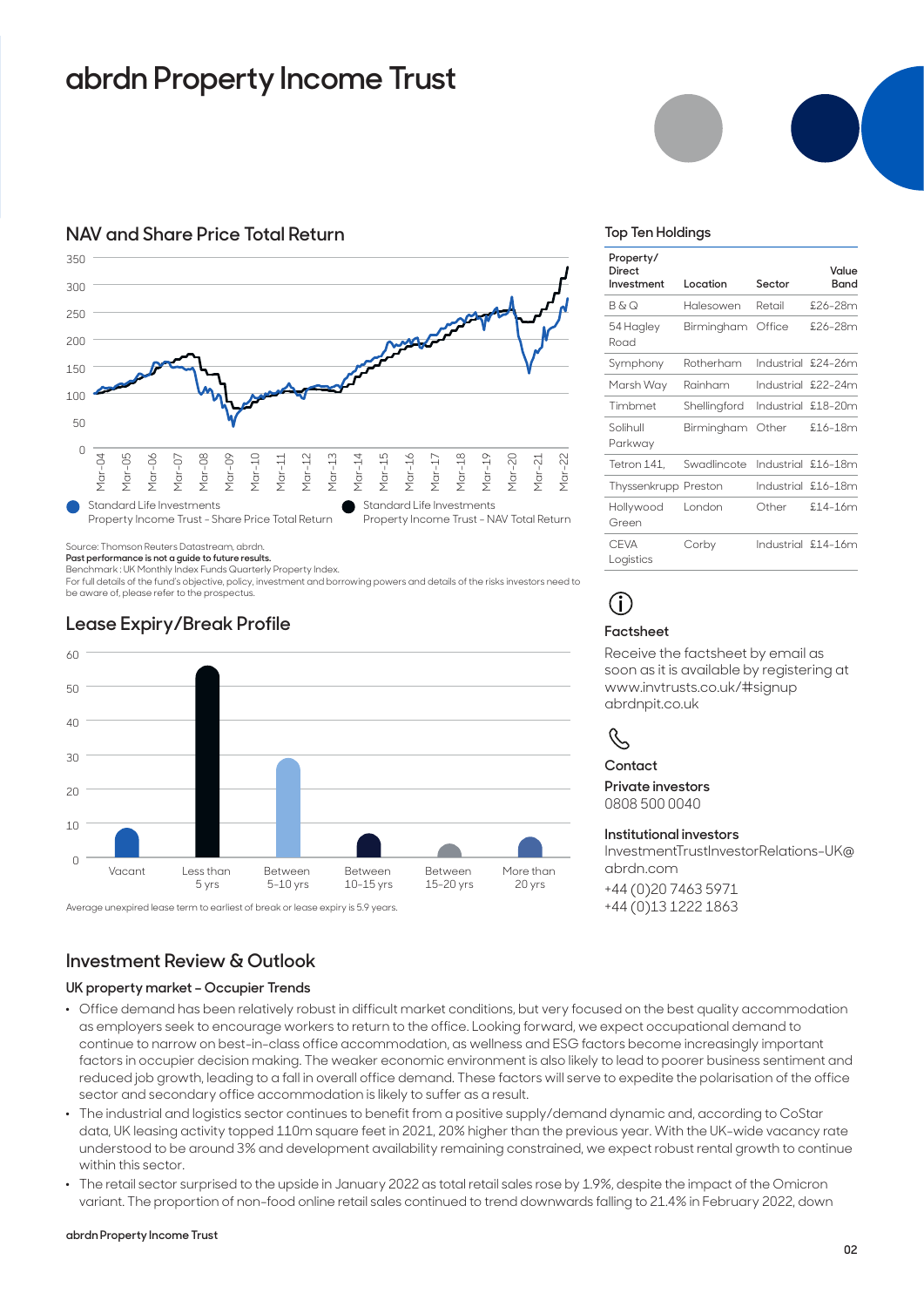# abrdn Property Income Trust

## NAV and Share Price Total Return

- Standard Life Investments Property Income Trust - Share Price Total Return
- Standard Life Investments Property Income Trust - NAV Total Return

Source: Thomson Reuters Datastream, abrdn.
**Past performance is not a guide to future results.**
Benchmark : UK Monthly Index Funds Quarterly Property Index.
For full details of the fund's objective, policy, investment and borrowing powers and details of the risks investors need to be aware of, please refer to the prospectus.

## Lease Expiry/Break Profile

Average unexpired lease term to earliest of break or lease expiry is 5.9 years.

## Top Ten Holdings

| Property/ Direct Investment | Location | Sector | Value Band |
|---|---|---|---|
| B & Q | Halesowen | Retail | £26-28m |
| 54 Hagley Road | Birmingham | Office | £26-28m |
| Symphony | Rotherham | Industrial | £24-26m |
| Marsh Way | Rainham | Industrial | £22-24m |
| Timbmet | Shellingford | Industrial | £18-20m |
| Solihull Parkway | Birmingham | Other | £16-18m |
| Tetron 141, | Swadlincote | Industrial | £16-18m |
| Thyssenkrupp | Preston | Industrial | £16-18m |
| Hollywood Green | London | Other | £14-16m |
| CEVA Logistics | Corby | Industrial | £14-16m |

### Factsheet

Receive the factsheet by email as soon as it is available by registering at www.invtrusts.co.uk/#signup
abrdnpit.co.uk

### Contact

**Private investors**
0808 500 0040

**Institutional investors**
InvestmentTrustInvestorRelations-UK@abrdn.com
+44 (0)20 7463 5971
+44 (0)13 1222 1863

## Investment Review & Outlook

### UK property market – Occupier Trends

- Office demand has been relatively robust in difficult market conditions, but very focused on the best quality accommodation as employers seek to encourage workers to return to the office. Looking forward, we expect occupational demand to continue to narrow on best-in-class office accommodation, as wellness and ESG factors become increasingly important factors in occupier decision making. The weaker economic environment is also likely to lead to poorer business sentiment and reduced job growth, leading to a fall in overall office demand. These factors will serve to expedite the polarisation of the office sector and secondary office accommodation is likely to suffer as a result.
- The industrial and logistics sector continues to benefit from a positive supply/demand dynamic and, according to CoStar data, UK leasing activity topped 110m square feet in 2021, 20% higher than the previous year. With the UK-wide vacancy rate understood to be around 3% and development availability remaining constrained, we expect robust rental growth to continue within this sector.
- The retail sector surprised to the upside in January 2022 as total retail sales rose by 1.9%, despite the impact of the Omicron variant. The proportion of non-food online retail sales continued to trend downwards falling to 21.4% in February 2022, down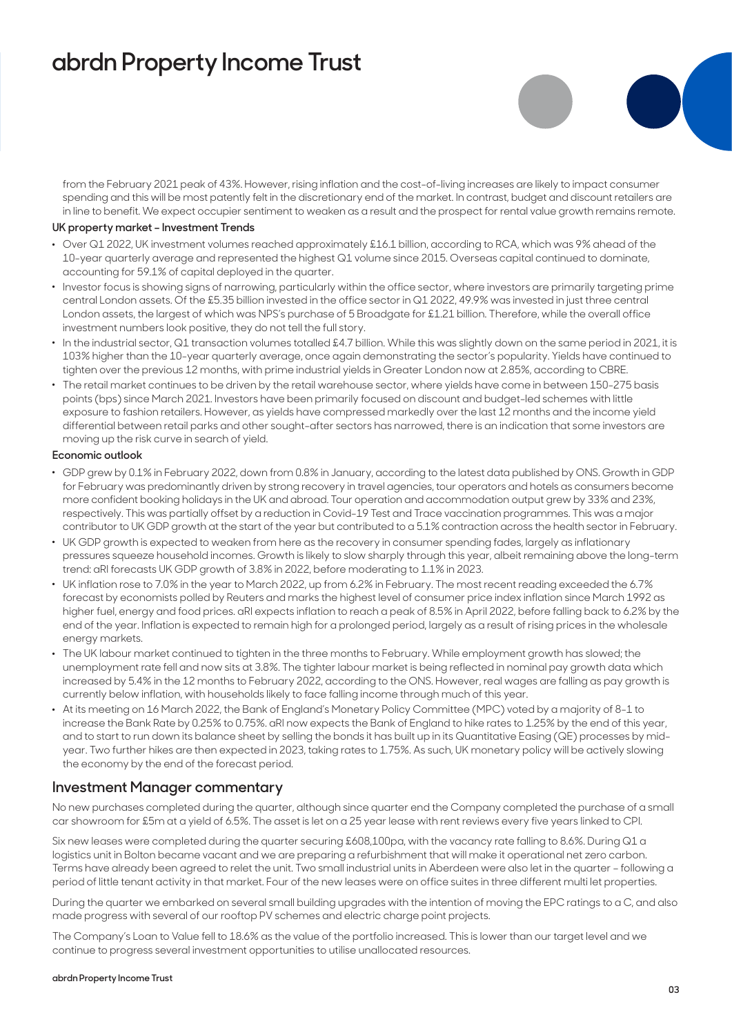from the February 2021 peak of 43%. However, rising inflation and the cost-of-living increases are likely to impact consumer spending and this will be most patently felt in the discretionary end of the market. In contrast, budget and discount retailers are in line to benefit. We expect occupier sentiment to weaken as a result and the prospect for rental value growth remains remote.

**UK property market – Investment Trends**

- Over Q1 2022, UK investment volumes reached approximately £16.1 billion, according to RCA, which was 9% ahead of the 10-year quarterly average and represented the highest Q1 volume since 2015. Overseas capital continued to dominate, accounting for 59.1% of capital deployed in the quarter.
- Investor focus is showing signs of narrowing, particularly within the office sector, where investors are primarily targeting prime central London assets. Of the £5.35 billion invested in the office sector in Q1 2022, 49.9% was invested in just three central London assets, the largest of which was NPS's purchase of 5 Broadgate for £1.21 billion. Therefore, while the overall office investment numbers look positive, they do not tell the full story.
- In the industrial sector, Q1 transaction volumes totalled £4.7 billion. While this was slightly down on the same period in 2021, it is 103% higher than the 10-year quarterly average, once again demonstrating the sector's popularity. Yields have continued to tighten over the previous 12 months, with prime industrial yields in Greater London now at 2.85%, according to CBRE.
- The retail market continues to be driven by the retail warehouse sector, where yields have come in between 150-275 basis points (bps) since March 2021. Investors have been primarily focused on discount and budget-led schemes with little exposure to fashion retailers. However, as yields have compressed markedly over the last 12 months and the income yield differential between retail parks and other sought-after sectors has narrowed, there is an indication that some investors are moving up the risk curve in search of yield.

**Economic outlook**

- GDP grew by 0.1% in February 2022, down from 0.8% in January, according to the latest data published by ONS. Growth in GDP for February was predominantly driven by strong recovery in travel agencies, tour operators and hotels as consumers become more confident booking holidays in the UK and abroad. Tour operation and accommodation output grew by 33% and 23%, respectively. This was partially offset by a reduction in Covid-19 Test and Trace vaccination programmes. This was a major contributor to UK GDP growth at the start of the year but contributed to a 5.1% contraction across the health sector in February.
- UK GDP growth is expected to weaken from here as the recovery in consumer spending fades, largely as inflationary pressures squeeze household incomes. Growth is likely to slow sharply through this year, albeit remaining above the long-term trend: aRI forecasts UK GDP growth of 3.8% in 2022, before moderating to 1.1% in 2023.
- UK inflation rose to 7.0% in the year to March 2022, up from 6.2% in February. The most recent reading exceeded the 6.7% forecast by economists polled by Reuters and marks the highest level of consumer price index inflation since March 1992 as higher fuel, energy and food prices. aRI expects inflation to reach a peak of 8.5% in April 2022, before falling back to 6.2% by the end of the year. Inflation is expected to remain high for a prolonged period, largely as a result of rising prices in the wholesale energy markets.
- The UK labour market continued to tighten in the three months to February. While employment growth has slowed; the unemployment rate fell and now sits at 3.8%. The tighter labour market is being reflected in nominal pay growth data which increased by 5.4% in the 12 months to February 2022, according to the ONS. However, real wages are falling as pay growth is currently below inflation, with households likely to face falling income through much of this year.
- At its meeting on 16 March 2022, the Bank of England's Monetary Policy Committee (MPC) voted by a majority of 8-1 to increase the Bank Rate by 0.25% to 0.75%. aRI now expects the Bank of England to hike rates to 1.25% by the end of this year, and to start to run down its balance sheet by selling the bonds it has built up in its Quantitative Easing (QE) processes by mid-year. Two further hikes are then expected in 2023, taking rates to 1.75%. As such, UK monetary policy will be actively slowing the economy by the end of the forecast period.

## Investment Manager commentary

No new purchases completed during the quarter, although since quarter end the Company completed the purchase of a small car showroom for £5m at a yield of 6.5%. The asset is let on a 25 year lease with rent reviews every five years linked to CPI.

Six new leases were completed during the quarter securing £608,100pa, with the vacancy rate falling to 8.6%. During Q1 a logistics unit in Bolton became vacant and we are preparing a refurbishment that will make it operational net zero carbon. Terms have already been agreed to relet the unit. Two small industrial units in Aberdeen were also let in the quarter – following a period of little tenant activity in that market. Four of the new leases were on office suites in three different multi let properties.

During the quarter we embarked on several small building upgrades with the intention of moving the EPC ratings to a C, and also made progress with several of our rooftop PV schemes and electric charge point projects.

The Company's Loan to Value fell to 18.6% as the value of the portfolio increased. This is lower than our target level and we continue to progress several investment opportunities to utilise unallocated resources.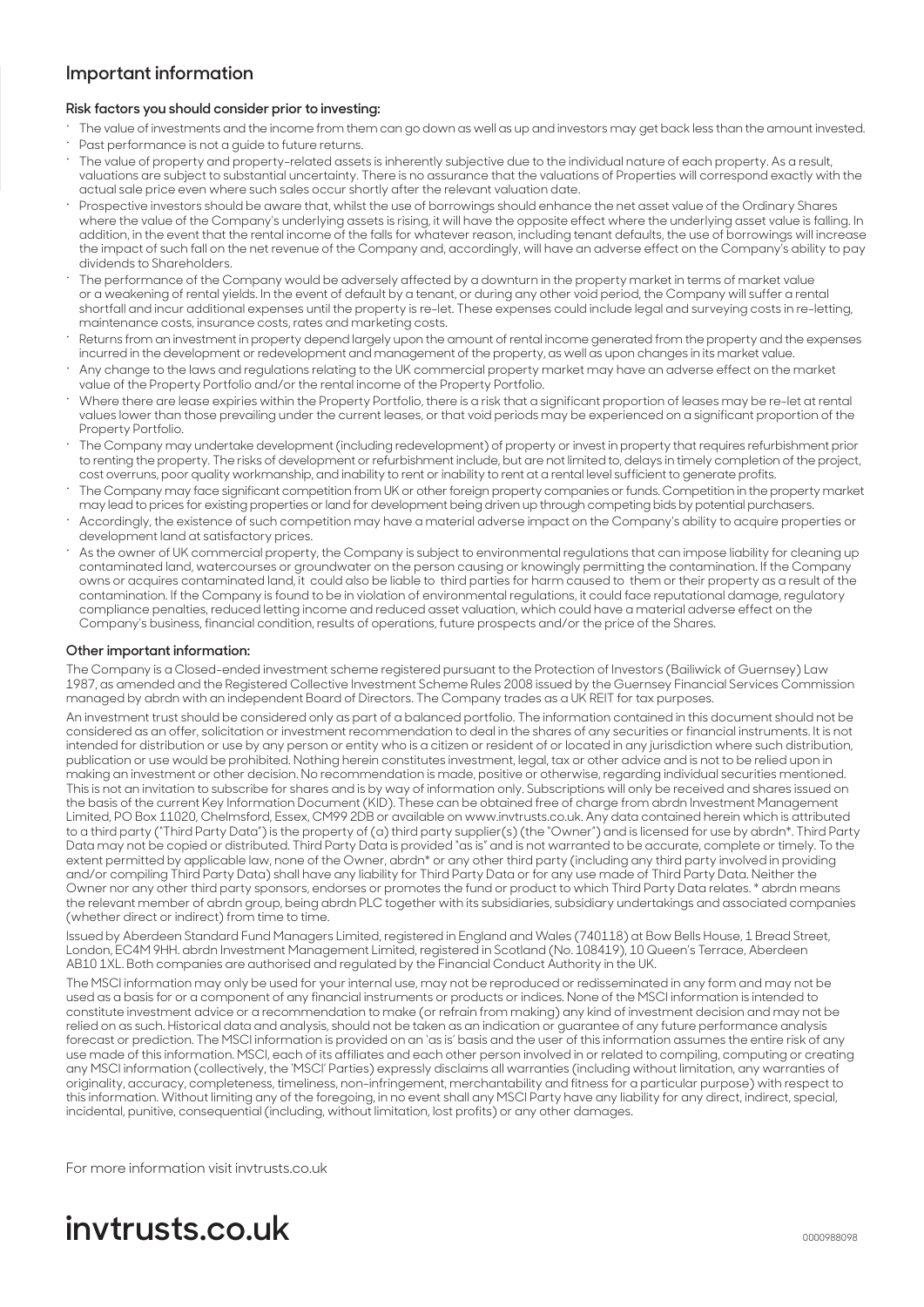## Important information

### Risk factors you should consider prior to investing:

- The value of investments and the income from them can go down as well as up and investors may get back less than the amount invested.
- Past performance is not a guide to future returns.
- The value of property and property-related assets is inherently subjective due to the individual nature of each property. As a result, valuations are subject to substantial uncertainty. There is no assurance that the valuations of Properties will correspond exactly with the actual sale price even where such sales occur shortly after the relevant valuation date.
- Prospective investors should be aware that, whilst the use of borrowings should enhance the net asset value of the Ordinary Shares where the value of the Company's underlying assets is rising, it will have the opposite effect where the underlying asset value is falling. In addition, in the event that the rental income of the falls for whatever reason, including tenant defaults, the use of borrowings will increase the impact of such fall on the net revenue of the Company and, accordingly, will have an adverse effect on the Company's ability to pay dividends to Shareholders.
- The performance of the Company would be adversely affected by a downturn in the property market in terms of market value or a weakening of rental yields. In the event of default by a tenant, or during any other void period, the Company will suffer a rental shortfall and incur additional expenses until the property is re-let. These expenses could include legal and surveying costs in re-letting, maintenance costs, insurance costs, rates and marketing costs.
- Returns from an investment in property depend largely upon the amount of rental income generated from the property and the expenses incurred in the development or redevelopment and management of the property, as well as upon changes in its market value.
- Any change to the laws and regulations relating to the UK commercial property market may have an adverse effect on the market value of the Property Portfolio and/or the rental income of the Property Portfolio.
- Where there are lease expiries within the Property Portfolio, there is a risk that a significant proportion of leases may be re-let at rental values lower than those prevailing under the current leases, or that void periods may be experienced on a significant proportion of the Property Portfolio.
- The Company may undertake development (including redevelopment) of property or invest in property that requires refurbishment prior to renting the property. The risks of development or refurbishment include, but are not limited to, delays in timely completion of the project, cost overruns, poor quality workmanship, and inability to rent or inability to rent at a rental level sufficient to generate profits.
- The Company may face significant competition from UK or other foreign property companies or funds. Competition in the property market may lead to prices for existing properties or land for development being driven up through competing bids by potential purchasers.
- Accordingly, the existence of such competition may have a material adverse impact on the Company's ability to acquire properties or development land at satisfactory prices.
- As the owner of UK commercial property, the Company is subject to environmental regulations that can impose liability for cleaning up contaminated land, watercourses or groundwater on the person causing or knowingly permitting the contamination. If the Company owns or acquires contaminated land, it could also be liable to third parties for harm caused to them or their property as a result of the contamination. If the Company is found to be in violation of environmental regulations, it could face reputational damage, regulatory compliance penalties, reduced letting income and reduced asset valuation, which could have a material adverse effect on the Company's business, financial condition, results of operations, future prospects and/or the price of the Shares.

### Other important information:

The Company is a Closed-ended investment scheme registered pursuant to the Protection of Investors (Bailiwick of Guernsey) Law 1987, as amended and the Registered Collective Investment Scheme Rules 2008 issued by the Guernsey Financial Services Commission managed by abrdn with an independent Board of Directors. The Company trades as a UK REIT for tax purposes.

An investment trust should be considered only as part of a balanced portfolio. The information contained in this document should not be considered as an offer, solicitation or investment recommendation to deal in the shares of any securities or financial instruments. It is not intended for distribution or use by any person or entity who is a citizen or resident of or located in any jurisdiction where such distribution, publication or use would be prohibited. Nothing herein constitutes investment, legal, tax or other advice and is not to be relied upon in making an investment or other decision. No recommendation is made, positive or otherwise, regarding individual securities mentioned. This is not an invitation to subscribe for shares and is by way of information only. Subscriptions will only be received and shares issued on the basis of the current Key Information Document (KID). These can be obtained free of charge from abrdn Investment Management Limited, PO Box 11020, Chelmsford, Essex, CM99 2DB or available on www.invtrusts.co.uk. Any data contained herein which is attributed to a third party ("Third Party Data") is the property of (a) third party supplier(s) (the "Owner") and is licensed for use by abrdn*. Third Party Data may not be copied or distributed. Third Party Data is provided "as is" and is not warranted to be accurate, complete or timely. To the extent permitted by applicable law, none of the Owner, abrdn* or any other third party (including any third party involved in providing and/or compiling Third Party Data) shall have any liability for Third Party Data or for any use made of Third Party Data. Neither the Owner nor any other third party sponsors, endorses or promotes the fund or product to which Third Party Data relates. * abrdn means the relevant member of abrdn group, being abrdn PLC together with its subsidiaries, subsidiary undertakings and associated companies (whether direct or indirect) from time to time.

Issued by Aberdeen Standard Fund Managers Limited, registered in England and Wales (740118) at Bow Bells House, 1 Bread Street, London, EC4M 9HH. abrdn Investment Management Limited, registered in Scotland (No. 108419), 10 Queen's Terrace, Aberdeen AB10 1XL. Both companies are authorised and regulated by the Financial Conduct Authority in the UK.

The MSCI information may only be used for your internal use, may not be reproduced or redisseminated in any form and may not be used as a basis for or a component of any financial instruments or products or indices. None of the MSCI information is intended to constitute investment advice or a recommendation to make (or refrain from making) any kind of investment decision and may not be relied on as such. Historical data and analysis, should not be taken as an indication or guarantee of any future performance analysis forecast or prediction. The MSCI information is provided on an 'as is' basis and the user of this information assumes the entire risk of any use made of this information. MSCI, each of its affiliates and each other person involved in or related to compiling, computing or creating any MSCI information (collectively, the 'MSCI' Parties) expressly disclaims all warranties (including without limitation, any warranties of originality, accuracy, completeness, timeliness, non-infringement, merchantability and fitness for a particular purpose) with respect to this information. Without limiting any of the foregoing, in no event shall any MSCI Party have any liability for any direct, indirect, special, incidental, punitive, consequential (including, without limitation, lost profits) or any other damages.

For more information visit invtrusts.co.uk

# invtrusts.co.uk

0000988098